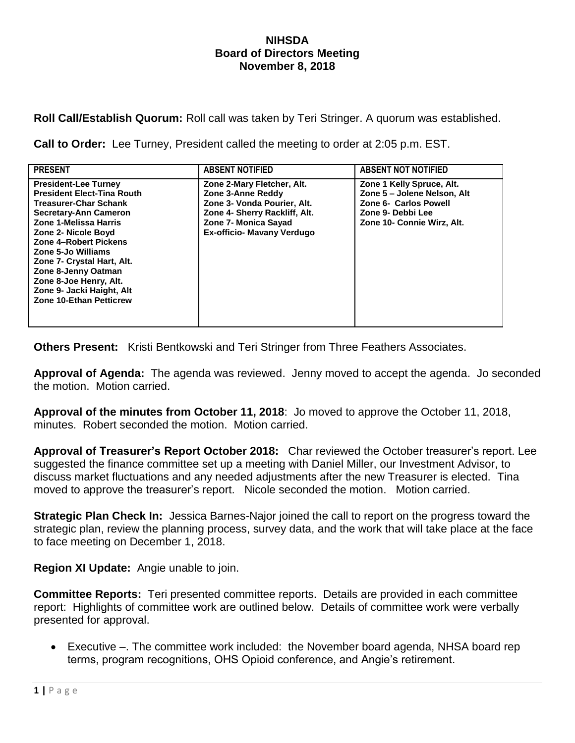# NIHSDA
## Board of Directors Meeting
### November 8, 2018

**Roll Call/Establish Quorum:** Roll call was taken by Teri Stringer. A quorum was established.

**Call to Order:** Lee Turney, President called the meeting to order at 2:05 p.m. EST.

| PRESENT | ABSENT NOTIFIED | ABSENT NOT NOTIFIED |
|---|---|---|
| President-Lee Turney<br>President Elect-Tina Routh<br>Treasurer-Char Schank<br>Secretary-Ann Cameron<br>Zone 1-Melissa Harris<br>Zone 2- Nicole Boyd<br>Zone 4–Robert Pickens<br>Zone 5-Jo Williams<br>Zone 7- Crystal Hart, Alt.<br>Zone 8-Jenny Oatman<br>Zone 8-Joe Henry, Alt.<br>Zone 9- Jacki Haight, Alt<br>Zone 10-Ethan Petticrew | Zone 2-Mary Fletcher, Alt.<br>Zone 3-Anne Reddy<br>Zone 3- Vonda Pourier, Alt.<br>Zone 4- Sherry Rackliff, Alt.<br>Zone 7- Monica Sayad<br>Ex-officio- Mavany Verdugo | Zone 1 Kelly Spruce, Alt.<br>Zone 5 – Jolene Nelson, Alt<br>Zone 6- Carlos Powell<br>Zone 9- Debbi Lee<br>Zone 10- Connie Wirz, Alt. |

**Others Present:** Kristi Bentkowski and Teri Stringer from Three Feathers Associates.

**Approval of Agenda:** The agenda was reviewed. Jenny moved to accept the agenda. Jo seconded the motion. Motion carried.

**Approval of the minutes from October 11, 2018**: Jo moved to approve the October 11, 2018, minutes. Robert seconded the motion. Motion carried.

**Approval of Treasurer's Report October 2018:** Char reviewed the October treasurer's report. Lee suggested the finance committee set up a meeting with Daniel Miller, our Investment Advisor, to discuss market fluctuations and any needed adjustments after the new Treasurer is elected. Tina moved to approve the treasurer's report. Nicole seconded the motion. Motion carried.

**Strategic Plan Check In:** Jessica Barnes-Najor joined the call to report on the progress toward the strategic plan, review the planning process, survey data, and the work that will take place at the face to face meeting on December 1, 2018.

**Region XI Update:** Angie unable to join.

**Committee Reports:** Teri presented committee reports. Details are provided in each committee report: Highlights of committee work are outlined below. Details of committee work were verbally presented for approval.

- Executive –. The committee work included: the November board agenda, NHSA board rep terms, program recognitions, OHS Opioid conference, and Angie's retirement.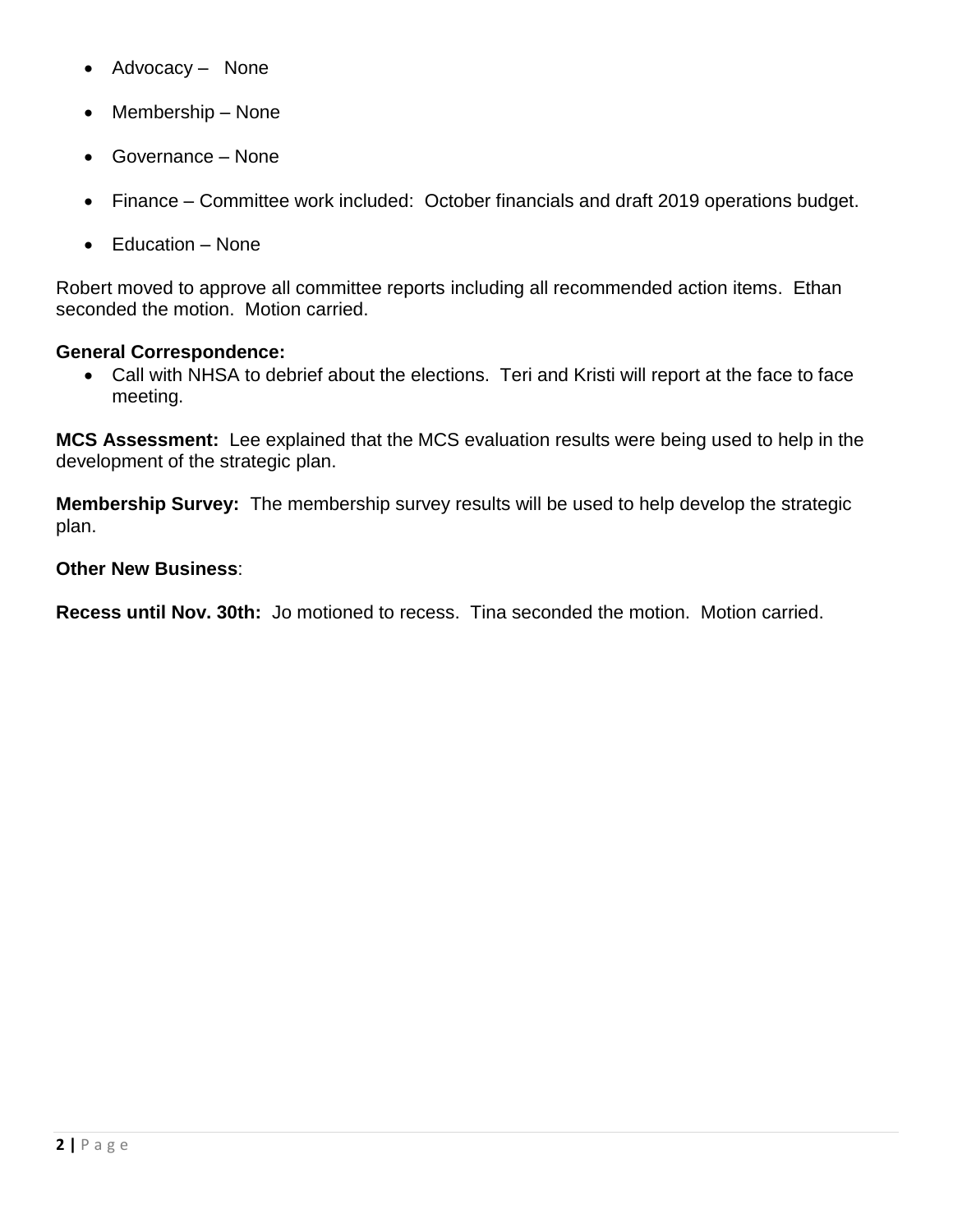- Advocacy – None
- Membership – None
- Governance – None
- Finance – Committee work included: October financials and draft 2019 operations budget.
- Education – None

Robert moved to approve all committee reports including all recommended action items. Ethan seconded the motion. Motion carried.

**General Correspondence:**

- Call with NHSA to debrief about the elections. Teri and Kristi will report at the face to face meeting.

**MCS Assessment:** Lee explained that the MCS evaluation results were being used to help in the development of the strategic plan.

**Membership Survey:** The membership survey results will be used to help develop the strategic plan.

**Other New Business**:

**Recess until Nov. 30th:** Jo motioned to recess. Tina seconded the motion. Motion carried.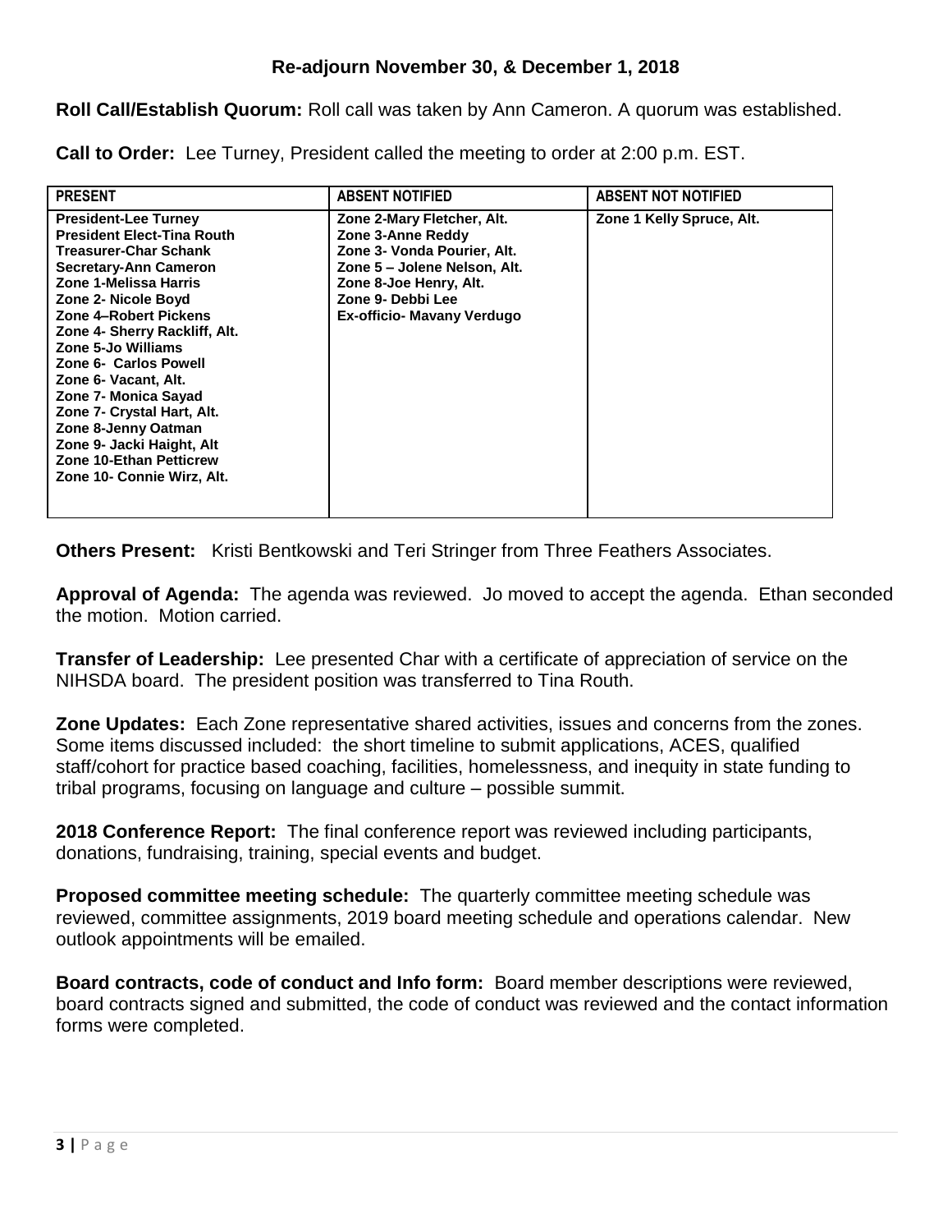**Re-adjourn November 30, & December 1, 2018**

**Roll Call/Establish Quorum:** Roll call was taken by Ann Cameron. A quorum was established.

**Call to Order:** Lee Turney, President called the meeting to order at 2:00 p.m. EST.

| PRESENT | ABSENT NOTIFIED | ABSENT NOT NOTIFIED |
|---|---|---|
| President-Lee Turney<br>President Elect-Tina Routh<br>Treasurer-Char Schank<br>Secretary-Ann Cameron<br>Zone 1-Melissa Harris<br>Zone 2- Nicole Boyd<br>Zone 4–Robert Pickens<br>Zone 4- Sherry Rackliff, Alt.<br>Zone 5-Jo Williams<br>Zone 6- Carlos Powell<br>Zone 6- Vacant, Alt.<br>Zone 7- Monica Sayad<br>Zone 7- Crystal Hart, Alt.<br>Zone 8-Jenny Oatman<br>Zone 9- Jacki Haight, Alt<br>Zone 10-Ethan Petticrew<br>Zone 10- Connie Wirz, Alt. | Zone 2-Mary Fletcher, Alt.<br>Zone 3-Anne Reddy<br>Zone 3- Vonda Pourier, Alt.<br>Zone 5 – Jolene Nelson, Alt.<br>Zone 8-Joe Henry, Alt.<br>Zone 9- Debbi Lee<br>Ex-officio- Mavany Verdugo | Zone 1 Kelly Spruce, Alt. |

**Others Present:** Kristi Bentkowski and Teri Stringer from Three Feathers Associates.

**Approval of Agenda:** The agenda was reviewed. Jo moved to accept the agenda. Ethan seconded the motion. Motion carried.

**Transfer of Leadership:** Lee presented Char with a certificate of appreciation of service on the NIHSDA board. The president position was transferred to Tina Routh.

**Zone Updates:** Each Zone representative shared activities, issues and concerns from the zones. Some items discussed included: the short timeline to submit applications, ACES, qualified staff/cohort for practice based coaching, facilities, homelessness, and inequity in state funding to tribal programs, focusing on language and culture – possible summit.

**2018 Conference Report:** The final conference report was reviewed including participants, donations, fundraising, training, special events and budget.

**Proposed committee meeting schedule:** The quarterly committee meeting schedule was reviewed, committee assignments, 2019 board meeting schedule and operations calendar. New outlook appointments will be emailed.

**Board contracts, code of conduct and Info form:** Board member descriptions were reviewed, board contracts signed and submitted, the code of conduct was reviewed and the contact information forms were completed.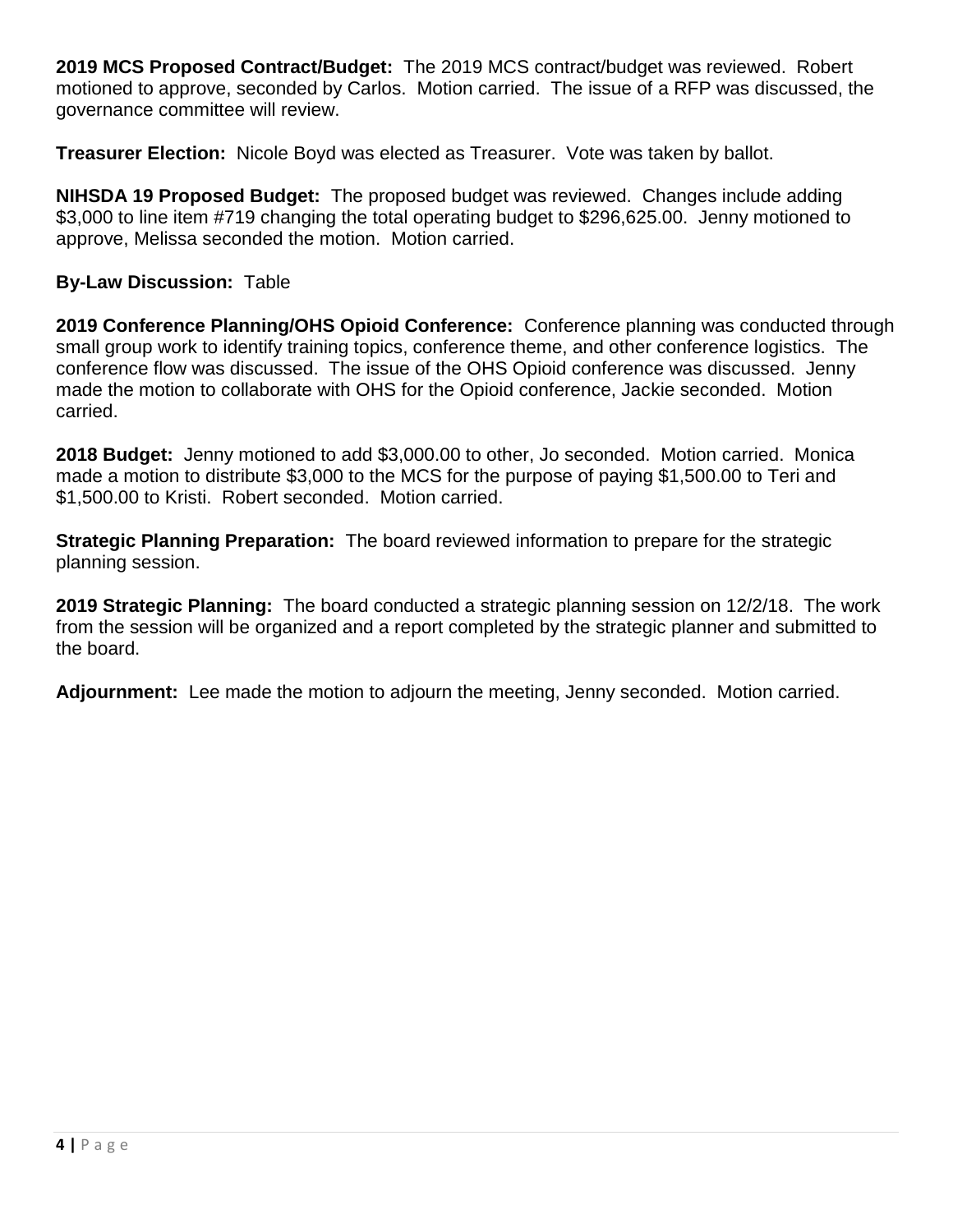**2019 MCS Proposed Contract/Budget:** The 2019 MCS contract/budget was reviewed. Robert motioned to approve, seconded by Carlos. Motion carried. The issue of a RFP was discussed, the governance committee will review.

**Treasurer Election:** Nicole Boyd was elected as Treasurer. Vote was taken by ballot.

**NIHSDA 19 Proposed Budget:** The proposed budget was reviewed. Changes include adding $3,000 to line item #719 changing the total operating budget to $296,625.00. Jenny motioned to approve, Melissa seconded the motion. Motion carried.

**By-Law Discussion:** Table

**2019 Conference Planning/OHS Opioid Conference:** Conference planning was conducted through small group work to identify training topics, conference theme, and other conference logistics. The conference flow was discussed. The issue of the OHS Opioid conference was discussed. Jenny made the motion to collaborate with OHS for the Opioid conference, Jackie seconded. Motion carried.

**2018 Budget:** Jenny motioned to add $3,000.00 to other, Jo seconded. Motion carried. Monica made a motion to distribute $3,000 to the MCS for the purpose of paying $1,500.00 to Teri and $1,500.00 to Kristi. Robert seconded. Motion carried.

**Strategic Planning Preparation:** The board reviewed information to prepare for the strategic planning session.

**2019 Strategic Planning:** The board conducted a strategic planning session on 12/2/18. The work from the session will be organized and a report completed by the strategic planner and submitted to the board.

**Adjournment:** Lee made the motion to adjourn the meeting, Jenny seconded. Motion carried.